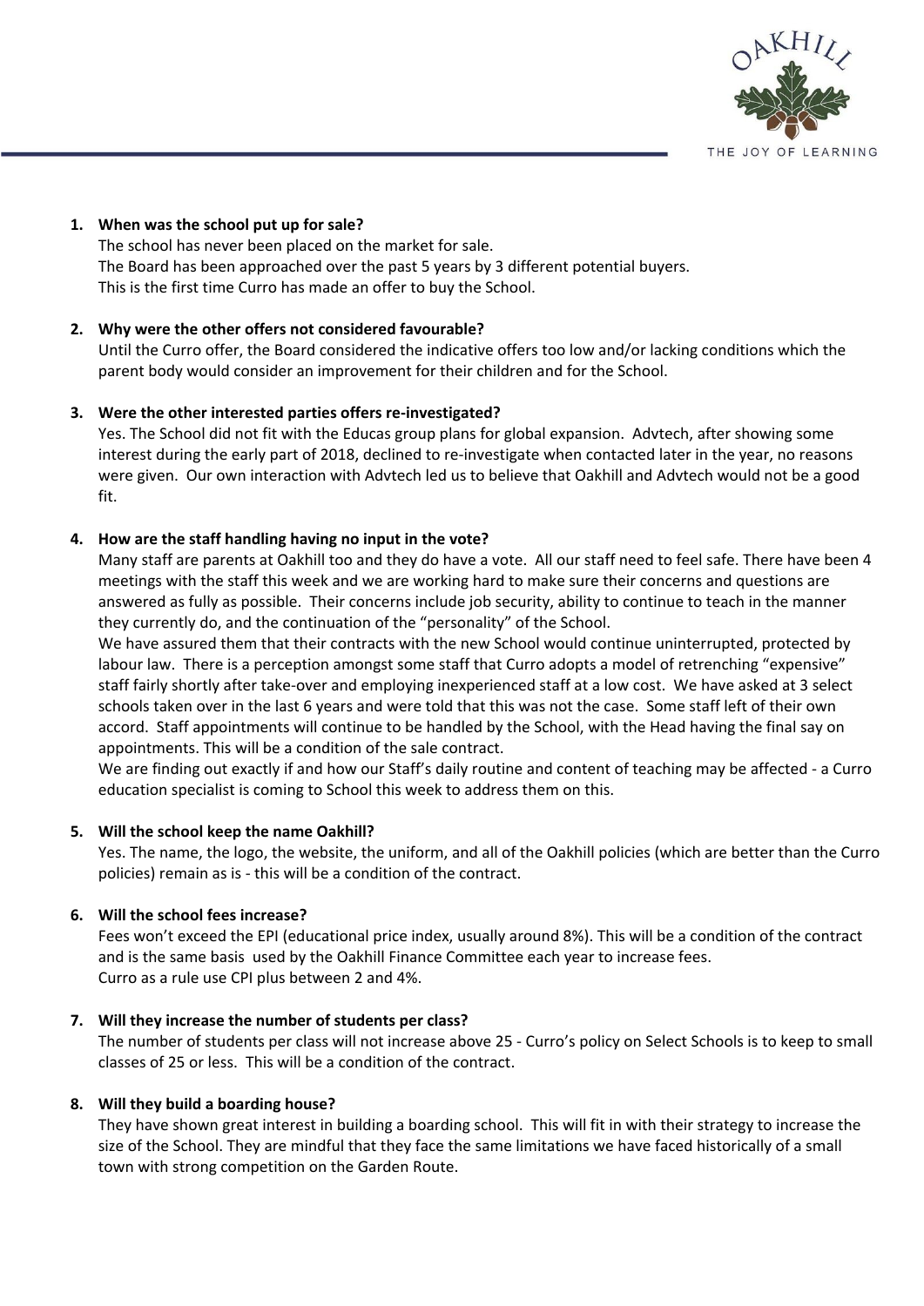OAKHILL

THE JOY OF LEARNING

1. **When was the school put up for sale?**
   The school has never been placed on the market for sale.
   The Board has been approached over the past 5 years by 3 different potential buyers.
   This is the first time Curro has made an offer to buy the School.

2. **Why were the other offers not considered favourable?**
   Until the Curro offer, the Board considered the indicative offers too low and/or lacking conditions which the parent body would consider an improvement for their children and for the School.

3. **Were the other interested parties offers re-investigated?**
   Yes. The School did not fit with the Educas group plans for global expansion. Advtech, after showing some interest during the early part of 2018, declined to re-investigate when contacted later in the year, no reasons were given. Our own interaction with Advtech led us to believe that Oakhill and Advtech would not be a good fit.

4. **How are the staff handling having no input in the vote?**
   Many staff are parents at Oakhill too and they do have a vote. All our staff need to feel safe. There have been 4 meetings with the staff this week and we are working hard to make sure their concerns and questions are answered as fully as possible. Their concerns include job security, ability to continue to teach in the manner they currently do, and the continuation of the "personality" of the School.
   We have assured them that their contracts with the new School would continue uninterrupted, protected by labour law. There is a perception amongst some staff that Curro adopts a model of retrenching "expensive" staff fairly shortly after take-over and employing inexperienced staff at a low cost. We have asked at 3 select schools taken over in the last 6 years and were told that this was not the case. Some staff left of their own accord. Staff appointments will continue to be handled by the School, with the Head having the final say on appointments. This will be a condition of the sale contract.
   We are finding out exactly if and how our Staff's daily routine and content of teaching may be affected - a Curro education specialist is coming to School this week to address them on this.

5. **Will the school keep the name Oakhill?**
   Yes. The name, the logo, the website, the uniform, and all of the Oakhill policies (which are better than the Curro policies) remain as is - this will be a condition of the contract.

6. **Will the school fees increase?**
   Fees won't exceed the EPI (educational price index, usually around 8%). This will be a condition of the contract and is the same basis used by the Oakhill Finance Committee each year to increase fees.
   Curro as a rule use CPI plus between 2 and 4%.

7. **Will they increase the number of students per class?**
   The number of students per class will not increase above 25 - Curro's policy on Select Schools is to keep to small classes of 25 or less. This will be a condition of the contract.

8. **Will they build a boarding house?**
   They have shown great interest in building a boarding school. This will fit in with their strategy to increase the size of the School. They are mindful that they face the same limitations we have faced historically of a small town with strong competition on the Garden Route.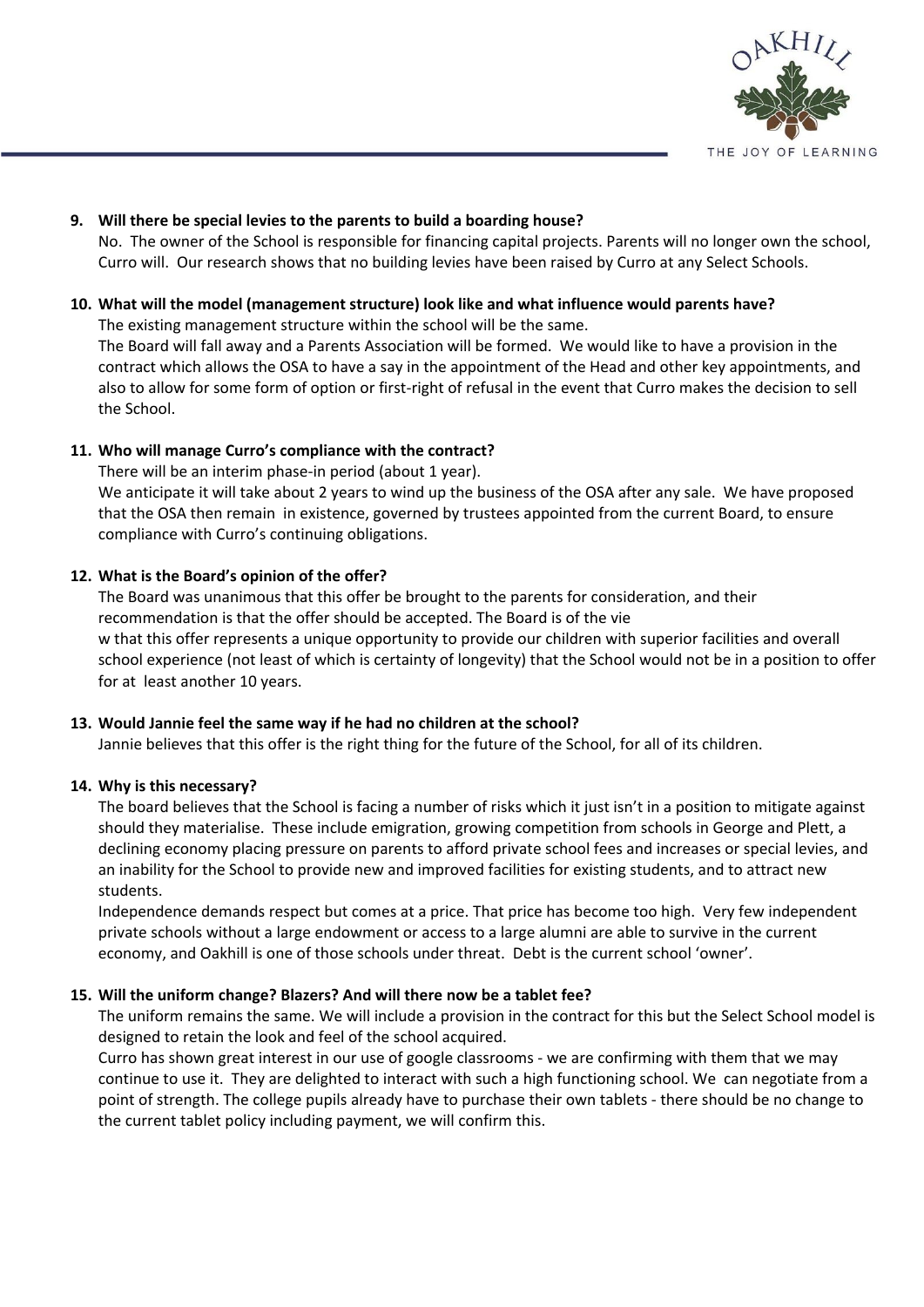9. **Will there be special levies to the parents to build a boarding house?**
   No. The owner of the School is responsible for financing capital projects. Parents will no longer own the school, Curro will. Our research shows that no building levies have been raised by Curro at any Select Schools.

10. **What will the model (management structure) look like and what influence would parents have?**
    The existing management structure within the school will be the same.
    The Board will fall away and a Parents Association will be formed. We would like to have a provision in the contract which allows the OSA to have a say in the appointment of the Head and other key appointments, and also to allow for some form of option or first-right of refusal in the event that Curro makes the decision to sell the School.

11. **Who will manage Curro's compliance with the contract?**
    There will be an interim phase-in period (about 1 year).
    We anticipate it will take about 2 years to wind up the business of the OSA after any sale. We have proposed that the OSA then remain in existence, governed by trustees appointed from the current Board, to ensure compliance with Curro's continuing obligations.

12. **What is the Board's opinion of the offer?**
    The Board was unanimous that this offer be brought to the parents for consideration, and their recommendation is that the offer should be accepted. The Board is of the vie
    w that this offer represents a unique opportunity to provide our children with superior facilities and overall school experience (not least of which is certainty of longevity) that the School would not be in a position to offer for at least another 10 years.

13. **Would Jannie feel the same way if he had no children at the school?**
    Jannie believes that this offer is the right thing for the future of the School, for all of its children.

14. **Why is this necessary?**
    The board believes that the School is facing a number of risks which it just isn't in a position to mitigate against should they materialise. These include emigration, growing competition from schools in George and Plett, a declining economy placing pressure on parents to afford private school fees and increases or special levies, and an inability for the School to provide new and improved facilities for existing students, and to attract new students.
    Independence demands respect but comes at a price. That price has become too high. Very few independent private schools without a large endowment or access to a large alumni are able to survive in the current economy, and Oakhill is one of those schools under threat. Debt is the current school 'owner'.

15. **Will the uniform change? Blazers? And will there now be a tablet fee?**
    The uniform remains the same. We will include a provision in the contract for this but the Select School model is designed to retain the look and feel of the school acquired.
    Curro has shown great interest in our use of google classrooms - we are confirming with them that we may continue to use it. They are delighted to interact with such a high functioning school. We can negotiate from a point of strength. The college pupils already have to purchase their own tablets - there should be no change to the current tablet policy including payment, we will confirm this.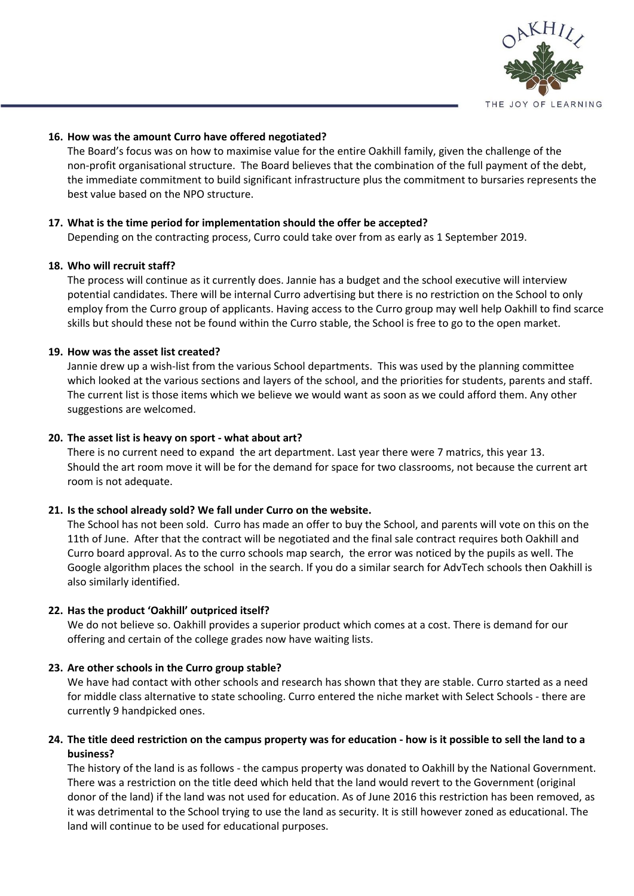**16. How was the amount Curro have offered negotiated?**

The Board's focus was on how to maximise value for the entire Oakhill family, given the challenge of the non-profit organisational structure. The Board believes that the combination of the full payment of the debt, the immediate commitment to build significant infrastructure plus the commitment to bursaries represents the best value based on the NPO structure.

**17. What is the time period for implementation should the offer be accepted?**

Depending on the contracting process, Curro could take over from as early as 1 September 2019.

**18. Who will recruit staff?**

The process will continue as it currently does. Jannie has a budget and the school executive will interview potential candidates. There will be internal Curro advertising but there is no restriction on the School to only employ from the Curro group of applicants. Having access to the Curro group may well help Oakhill to find scarce skills but should these not be found within the Curro stable, the School is free to go to the open market.

**19. How was the asset list created?**

Jannie drew up a wish-list from the various School departments. This was used by the planning committee which looked at the various sections and layers of the school, and the priorities for students, parents and staff. The current list is those items which we believe we would want as soon as we could afford them. Any other suggestions are welcomed.

**20. The asset list is heavy on sport - what about art?**

There is no current need to expand the art department. Last year there were 7 matrics, this year 13. Should the art room move it will be for the demand for space for two classrooms, not because the current art room is not adequate.

**21. Is the school already sold? We fall under Curro on the website.**

The School has not been sold. Curro has made an offer to buy the School, and parents will vote on this on the 11th of June. After that the contract will be negotiated and the final sale contract requires both Oakhill and Curro board approval. As to the curro schools map search, the error was noticed by the pupils as well. The Google algorithm places the school in the search. If you do a similar search for AdvTech schools then Oakhill is also similarly identified.

**22. Has the product 'Oakhill' outpriced itself?**

We do not believe so. Oakhill provides a superior product which comes at a cost. There is demand for our offering and certain of the college grades now have waiting lists.

**23. Are other schools in the Curro group stable?**

We have had contact with other schools and research has shown that they are stable. Curro started as a need for middle class alternative to state schooling. Curro entered the niche market with Select Schools - there are currently 9 handpicked ones.

**24. The title deed restriction on the campus property was for education - how is it possible to sell the land to a business?**

The history of the land is as follows - the campus property was donated to Oakhill by the National Government. There was a restriction on the title deed which held that the land would revert to the Government (original donor of the land) if the land was not used for education. As of June 2016 this restriction has been removed, as it was detrimental to the School trying to use the land as security. It is still however zoned as educational. The land will continue to be used for educational purposes.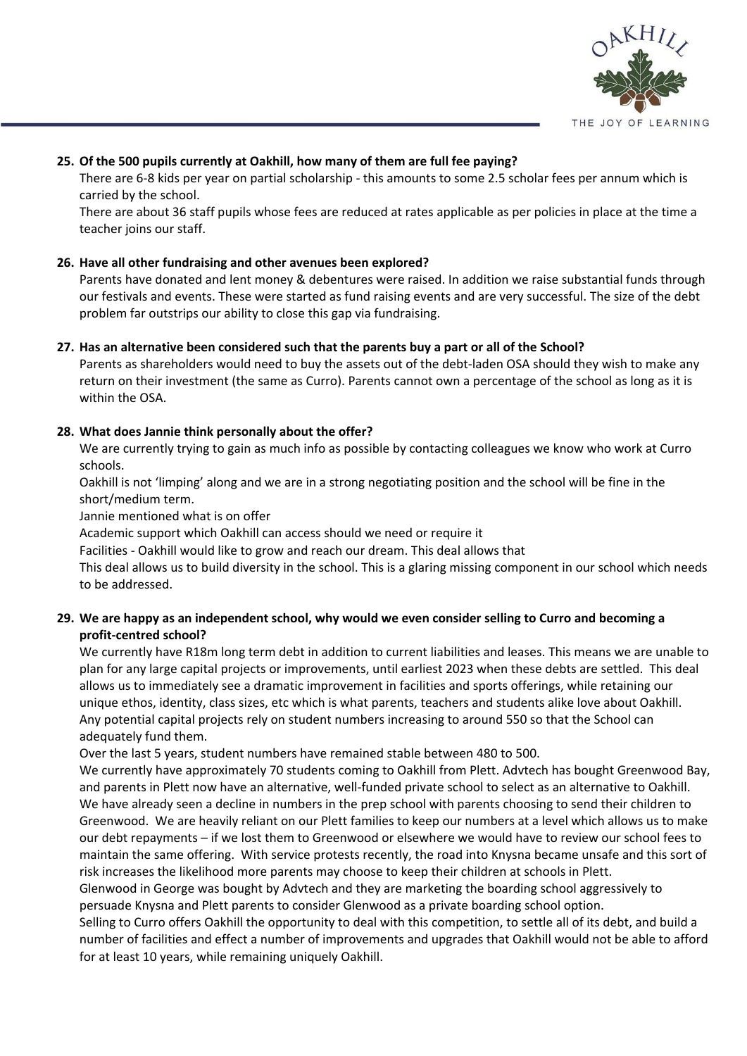**25. Of the 500 pupils currently at Oakhill, how many of them are full fee paying?**

There are 6-8 kids per year on partial scholarship - this amounts to some 2.5 scholar fees per annum which is carried by the school.

There are about 36 staff pupils whose fees are reduced at rates applicable as per policies in place at the time a teacher joins our staff.

**26. Have all other fundraising and other avenues been explored?**

Parents have donated and lent money & debentures were raised. In addition we raise substantial funds through our festivals and events. These were started as fund raising events and are very successful. The size of the debt problem far outstrips our ability to close this gap via fundraising.

**27. Has an alternative been considered such that the parents buy a part or all of the School?**

Parents as shareholders would need to buy the assets out of the debt-laden OSA should they wish to make any return on their investment (the same as Curro). Parents cannot own a percentage of the school as long as it is within the OSA.

**28. What does Jannie think personally about the offer?**

We are currently trying to gain as much info as possible by contacting colleagues we know who work at Curro schools.

Oakhill is not 'limping' along and we are in a strong negotiating position and the school will be fine in the short/medium term.

Jannie mentioned what is on offer

Academic support which Oakhill can access should we need or require it

Facilities - Oakhill would like to grow and reach our dream. This deal allows that

This deal allows us to build diversity in the school. This is a glaring missing component in our school which needs to be addressed.

**29. We are happy as an independent school, why would we even consider selling to Curro and becoming a profit-centred school?**

We currently have R18m long term debt in addition to current liabilities and leases. This means we are unable to plan for any large capital projects or improvements, until earliest 2023 when these debts are settled. This deal allows us to immediately see a dramatic improvement in facilities and sports offerings, while retaining our unique ethos, identity, class sizes, etc which is what parents, teachers and students alike love about Oakhill. Any potential capital projects rely on student numbers increasing to around 550 so that the School can adequately fund them.

Over the last 5 years, student numbers have remained stable between 480 to 500.

We currently have approximately 70 students coming to Oakhill from Plett. Advtech has bought Greenwood Bay, and parents in Plett now have an alternative, well-funded private school to select as an alternative to Oakhill. We have already seen a decline in numbers in the prep school with parents choosing to send their children to Greenwood. We are heavily reliant on our Plett families to keep our numbers at a level which allows us to make our debt repayments – if we lost them to Greenwood or elsewhere we would have to review our school fees to maintain the same offering. With service protests recently, the road into Knysna became unsafe and this sort of risk increases the likelihood more parents may choose to keep their children at schools in Plett.

Glenwood in George was bought by Advtech and they are marketing the boarding school aggressively to persuade Knysna and Plett parents to consider Glenwood as a private boarding school option.

Selling to Curro offers Oakhill the opportunity to deal with this competition, to settle all of its debt, and build a number of facilities and effect a number of improvements and upgrades that Oakhill would not be able to afford for at least 10 years, while remaining uniquely Oakhill.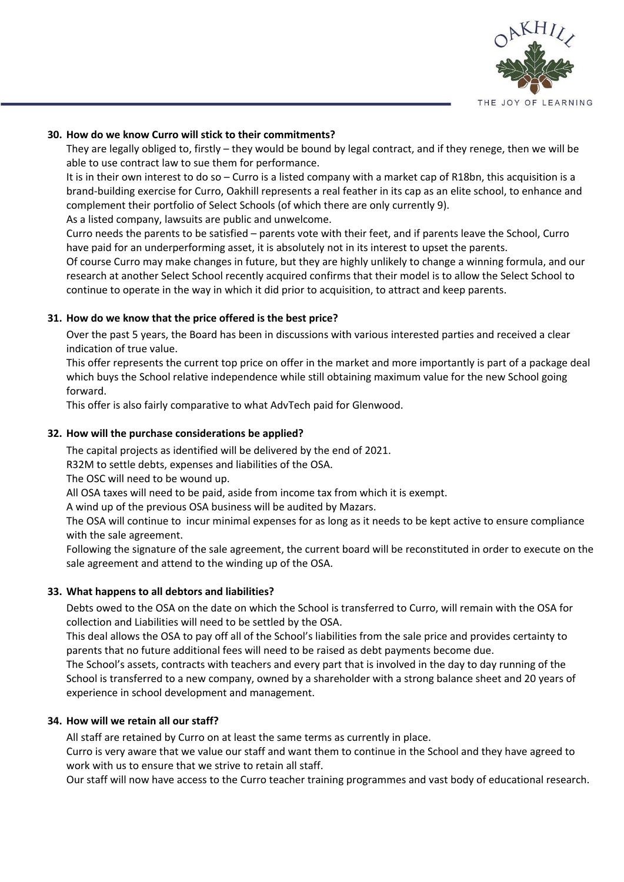**30. How do we know Curro will stick to their commitments?**

They are legally obliged to, firstly – they would be bound by legal contract, and if they renege, then we will be able to use contract law to sue them for performance.

It is in their own interest to do so – Curro is a listed company with a market cap of R18bn, this acquisition is a brand-building exercise for Curro, Oakhill represents a real feather in its cap as an elite school, to enhance and complement their portfolio of Select Schools (of which there are only currently 9).

As a listed company, lawsuits are public and unwelcome.

Curro needs the parents to be satisfied – parents vote with their feet, and if parents leave the School, Curro have paid for an underperforming asset, it is absolutely not in its interest to upset the parents.

Of course Curro may make changes in future, but they are highly unlikely to change a winning formula, and our research at another Select School recently acquired confirms that their model is to allow the Select School to continue to operate in the way in which it did prior to acquisition, to attract and keep parents.

**31. How do we know that the price offered is the best price?**

Over the past 5 years, the Board has been in discussions with various interested parties and received a clear indication of true value.

This offer represents the current top price on offer in the market and more importantly is part of a package deal which buys the School relative independence while still obtaining maximum value for the new School going forward.

This offer is also fairly comparative to what AdvTech paid for Glenwood.

**32. How will the purchase considerations be applied?**

The capital projects as identified will be delivered by the end of 2021.

R32M to settle debts, expenses and liabilities of the OSA.

The OSC will need to be wound up.

All OSA taxes will need to be paid, aside from income tax from which it is exempt.

A wind up of the previous OSA business will be audited by Mazars.

The OSA will continue to incur minimal expenses for as long as it needs to be kept active to ensure compliance with the sale agreement.

Following the signature of the sale agreement, the current board will be reconstituted in order to execute on the sale agreement and attend to the winding up of the OSA.

**33. What happens to all debtors and liabilities?**

Debts owed to the OSA on the date on which the School is transferred to Curro, will remain with the OSA for collection and Liabilities will need to be settled by the OSA.

This deal allows the OSA to pay off all of the School's liabilities from the sale price and provides certainty to parents that no future additional fees will need to be raised as debt payments become due.

The School's assets, contracts with teachers and every part that is involved in the day to day running of the School is transferred to a new company, owned by a shareholder with a strong balance sheet and 20 years of experience in school development and management.

**34. How will we retain all our staff?**

All staff are retained by Curro on at least the same terms as currently in place.

Curro is very aware that we value our staff and want them to continue in the School and they have agreed to work with us to ensure that we strive to retain all staff.

Our staff will now have access to the Curro teacher training programmes and vast body of educational research.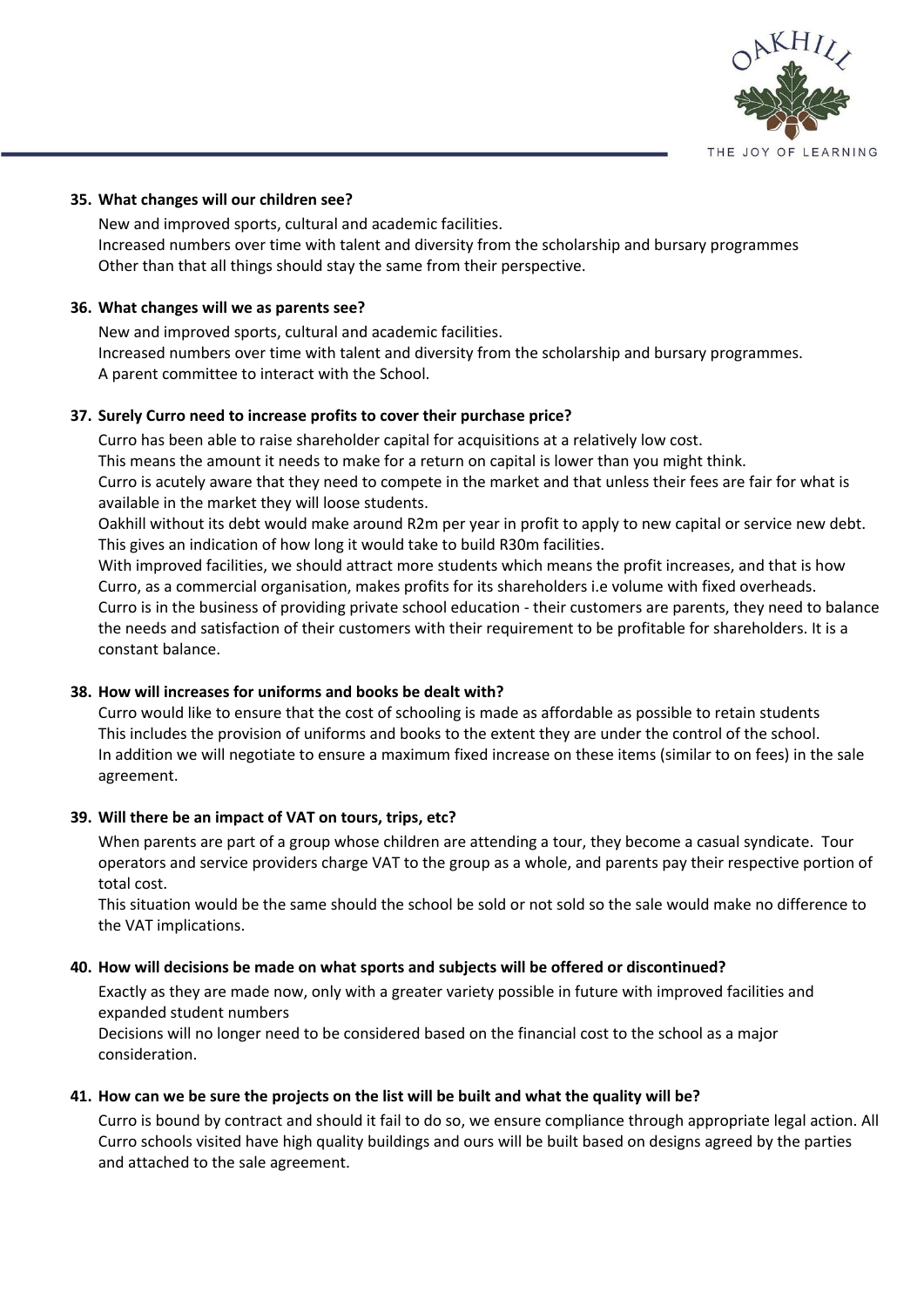**35. What changes will our children see?**

New and improved sports, cultural and academic facilities.
Increased numbers over time with talent and diversity from the scholarship and bursary programmes
Other than that all things should stay the same from their perspective.

**36. What changes will we as parents see?**

New and improved sports, cultural and academic facilities.
Increased numbers over time with talent and diversity from the scholarship and bursary programmes.
A parent committee to interact with the School.

**37. Surely Curro need to increase profits to cover their purchase price?**

Curro has been able to raise shareholder capital for acquisitions at a relatively low cost.
This means the amount it needs to make for a return on capital is lower than you might think.
Curro is acutely aware that they need to compete in the market and that unless their fees are fair for what is available in the market they will loose students.
Oakhill without its debt would make around R2m per year in profit to apply to new capital or service new debt. This gives an indication of how long it would take to build R30m facilities.
With improved facilities, we should attract more students which means the profit increases, and that is how Curro, as a commercial organisation, makes profits for its shareholders i.e volume with fixed overheads.
Curro is in the business of providing private school education - their customers are parents, they need to balance the needs and satisfaction of their customers with their requirement to be profitable for shareholders. It is a constant balance.

**38. How will increases for uniforms and books be dealt with?**

Curro would like to ensure that the cost of schooling is made as affordable as possible to retain students
This includes the provision of uniforms and books to the extent they are under the control of the school.
In addition we will negotiate to ensure a maximum fixed increase on these items (similar to on fees) in the sale agreement.

**39. Will there be an impact of VAT on tours, trips, etc?**

When parents are part of a group whose children are attending a tour, they become a casual syndicate. Tour operators and service providers charge VAT to the group as a whole, and parents pay their respective portion of total cost.
This situation would be the same should the school be sold or not sold so the sale would make no difference to the VAT implications.

**40. How will decisions be made on what sports and subjects will be offered or discontinued?**

Exactly as they are made now, only with a greater variety possible in future with improved facilities and expanded student numbers
Decisions will no longer need to be considered based on the financial cost to the school as a major consideration.

**41. How can we be sure the projects on the list will be built and what the quality will be?**

Curro is bound by contract and should it fail to do so, we ensure compliance through appropriate legal action. All Curro schools visited have high quality buildings and ours will be built based on designs agreed by the parties and attached to the sale agreement.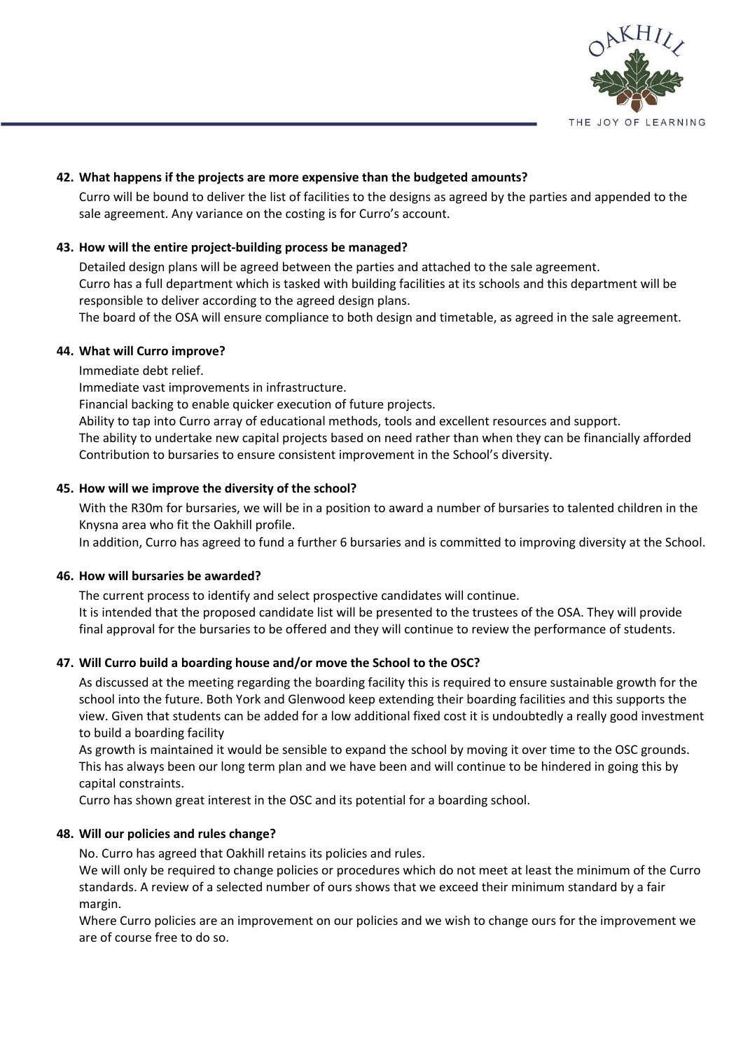**42. What happens if the projects are more expensive than the budgeted amounts?**

Curro will be bound to deliver the list of facilities to the designs as agreed by the parties and appended to the sale agreement. Any variance on the costing is for Curro's account.

**43. How will the entire project-building process be managed?**

Detailed design plans will be agreed between the parties and attached to the sale agreement.
Curro has a full department which is tasked with building facilities at its schools and this department will be responsible to deliver according to the agreed design plans.
The board of the OSA will ensure compliance to both design and timetable, as agreed in the sale agreement.

**44. What will Curro improve?**

Immediate debt relief.
Immediate vast improvements in infrastructure.
Financial backing to enable quicker execution of future projects.
Ability to tap into Curro array of educational methods, tools and excellent resources and support.
The ability to undertake new capital projects based on need rather than when they can be financially afforded
Contribution to bursaries to ensure consistent improvement in the School's diversity.

**45. How will we improve the diversity of the school?**

With the R30m for bursaries, we will be in a position to award a number of bursaries to talented children in the Knysna area who fit the Oakhill profile.
In addition, Curro has agreed to fund a further 6 bursaries and is committed to improving diversity at the School.

**46. How will bursaries be awarded?**

The current process to identify and select prospective candidates will continue.
It is intended that the proposed candidate list will be presented to the trustees of the OSA. They will provide final approval for the bursaries to be offered and they will continue to review the performance of students.

**47. Will Curro build a boarding house and/or move the School to the OSC?**

As discussed at the meeting regarding the boarding facility this is required to ensure sustainable growth for the school into the future. Both York and Glenwood keep extending their boarding facilities and this supports the view. Given that students can be added for a low additional fixed cost it is undoubtedly a really good investment to build a boarding facility
As growth is maintained it would be sensible to expand the school by moving it over time to the OSC grounds. This has always been our long term plan and we have been and will continue to be hindered in going this by capital constraints.
Curro has shown great interest in the OSC and its potential for a boarding school.

**48. Will our policies and rules change?**

No. Curro has agreed that Oakhill retains its policies and rules.
We will only be required to change policies or procedures which do not meet at least the minimum of the Curro standards. A review of a selected number of ours shows that we exceed their minimum standard by a fair margin.
Where Curro policies are an improvement on our policies and we wish to change ours for the improvement we are of course free to do so.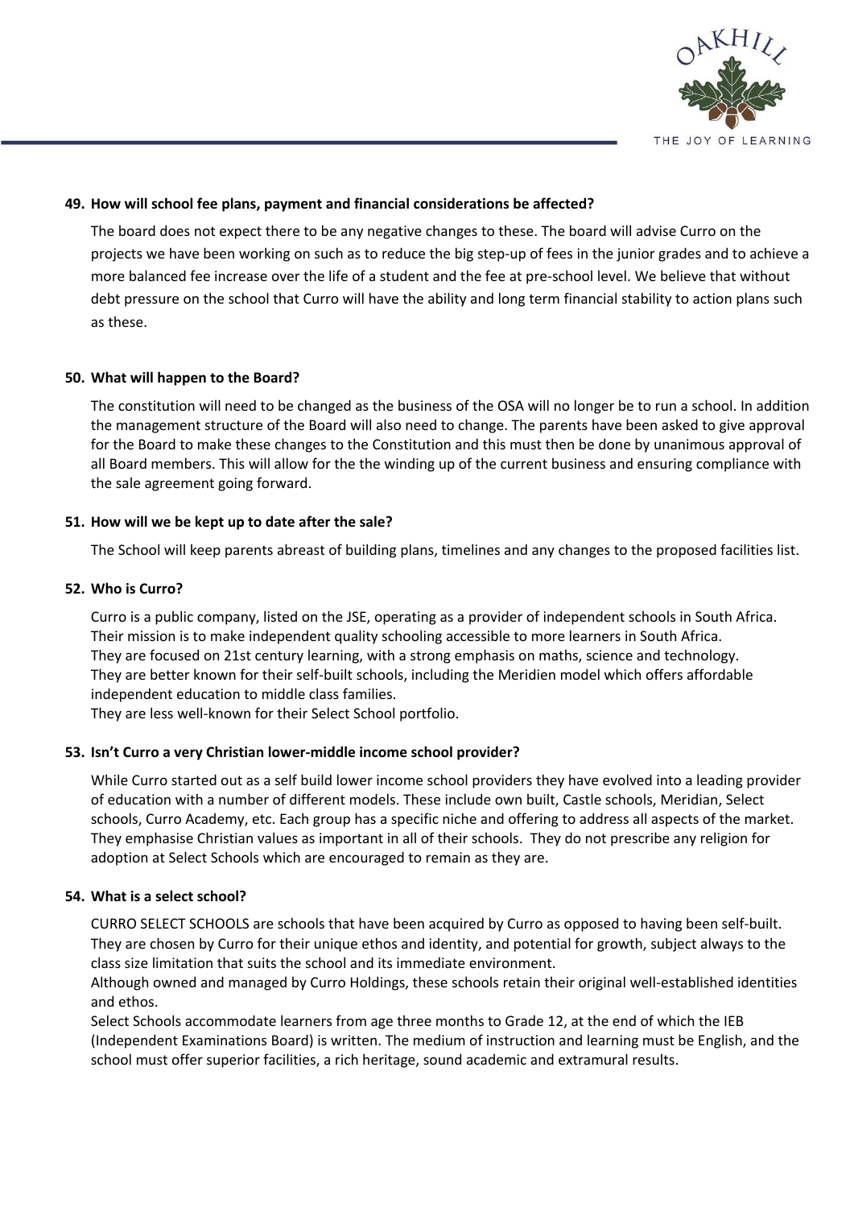**49. How will school fee plans, payment and financial considerations be affected?**

The board does not expect there to be any negative changes to these. The board will advise Curro on the projects we have been working on such as to reduce the big step-up of fees in the junior grades and to achieve a more balanced fee increase over the life of a student and the fee at pre-school level. We believe that without debt pressure on the school that Curro will have the ability and long term financial stability to action plans such as these.

**50. What will happen to the Board?**

The constitution will need to be changed as the business of the OSA will no longer be to run a school. In addition the management structure of the Board will also need to change. The parents have been asked to give approval for the Board to make these changes to the Constitution and this must then be done by unanimous approval of all Board members. This will allow for the the winding up of the current business and ensuring compliance with the sale agreement going forward.

**51. How will we be kept up to date after the sale?**

The School will keep parents abreast of building plans, timelines and any changes to the proposed facilities list.

**52. Who is Curro?**

Curro is a public company, listed on the JSE, operating as a provider of independent schools in South Africa. Their mission is to make independent quality schooling accessible to more learners in South Africa.
They are focused on 21st century learning, with a strong emphasis on maths, science and technology.
They are better known for their self-built schools, including the Meridien model which offers affordable independent education to middle class families.
They are less well-known for their Select School portfolio.

**53. Isn't Curro a very Christian lower-middle income school provider?**

While Curro started out as a self build lower income school providers they have evolved into a leading provider of education with a number of different models. These include own built, Castle schools, Meridian, Select schools, Curro Academy, etc. Each group has a specific niche and offering to address all aspects of the market. They emphasise Christian values as important in all of their schools. They do not prescribe any religion for adoption at Select Schools which are encouraged to remain as they are.

**54. What is a select school?**

CURRO SELECT SCHOOLS are schools that have been acquired by Curro as opposed to having been self-built. They are chosen by Curro for their unique ethos and identity, and potential for growth, subject always to the class size limitation that suits the school and its immediate environment.
Although owned and managed by Curro Holdings, these schools retain their original well-established identities and ethos.
Select Schools accommodate learners from age three months to Grade 12, at the end of which the IEB (Independent Examinations Board) is written. The medium of instruction and learning must be English, and the school must offer superior facilities, a rich heritage, sound academic and extramural results.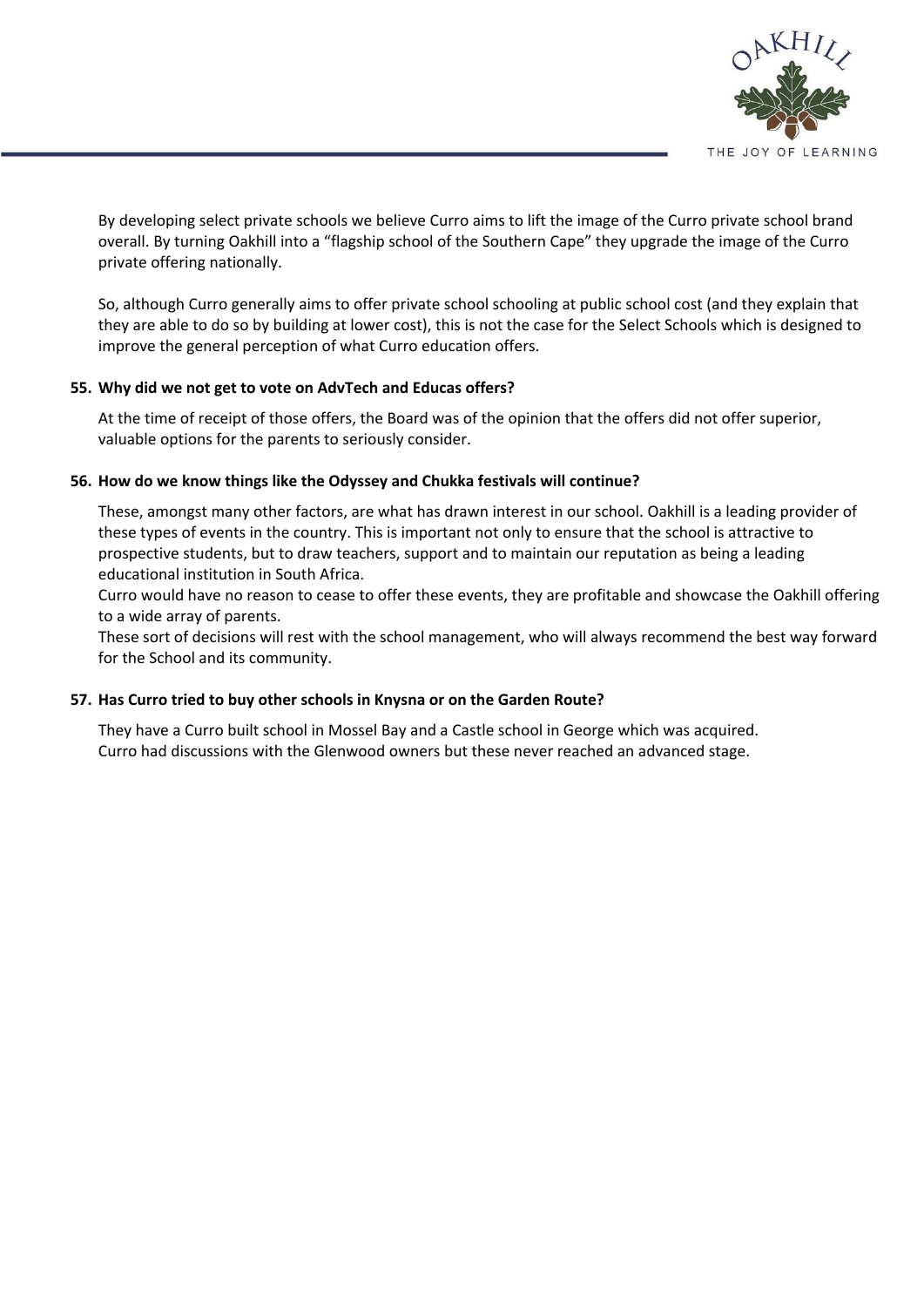By developing select private schools we believe Curro aims to lift the image of the Curro private school brand overall. By turning Oakhill into a "flagship school of the Southern Cape" they upgrade the image of the Curro private offering nationally.

So, although Curro generally aims to offer private school schooling at public school cost (and they explain that they are able to do so by building at lower cost), this is not the case for the Select Schools which is designed to improve the general perception of what Curro education offers.

**55. Why did we not get to vote on AdvTech and Educas offers?**

At the time of receipt of those offers, the Board was of the opinion that the offers did not offer superior, valuable options for the parents to seriously consider.

**56. How do we know things like the Odyssey and Chukka festivals will continue?**

These, amongst many other factors, are what has drawn interest in our school. Oakhill is a leading provider of these types of events in the country. This is important not only to ensure that the school is attractive to prospective students, but to draw teachers, support and to maintain our reputation as being a leading educational institution in South Africa.

Curro would have no reason to cease to offer these events, they are profitable and showcase the Oakhill offering to a wide array of parents.

These sort of decisions will rest with the school management, who will always recommend the best way forward for the School and its community.

**57. Has Curro tried to buy other schools in Knysna or on the Garden Route?**

They have a Curro built school in Mossel Bay and a Castle school in George which was acquired.
Curro had discussions with the Glenwood owners but these never reached an advanced stage.